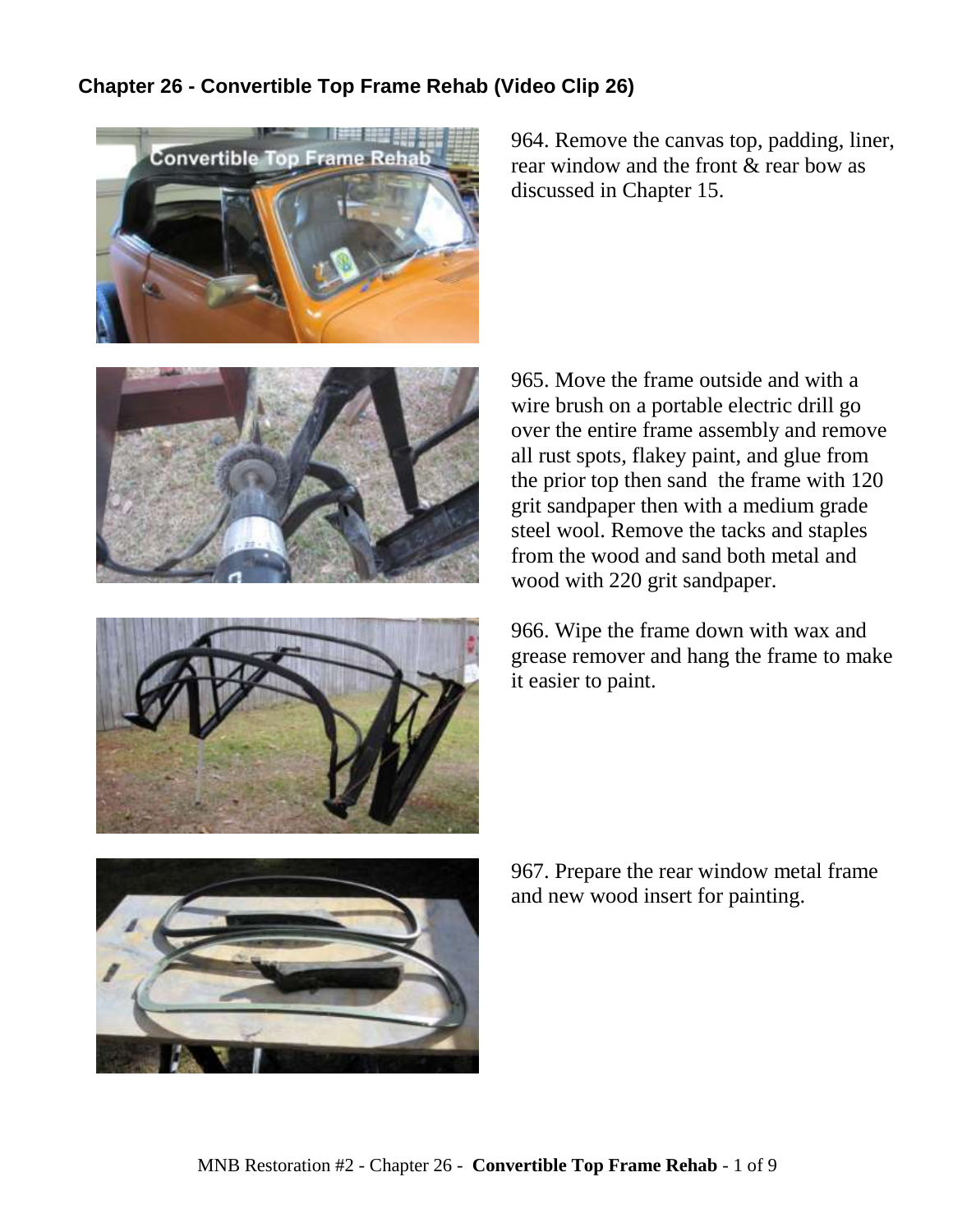## Chapter 26 - Convertible Top Frame Rehab (Video Clip 26)

964. Remove the canvas top, padding, liner, rear window and the front & rear bow as discussed in Chapter 15.

965. Move the frame outside and with a wire brush on a portable electric drill go over the entire frame assembly and remove all rust spots, flakey paint, and glue from the prior top then sand the frame with 120 grit sandpaper then with a medium grade steel wool. Remove the tacks and staples from the wood and sand both metal and wood with 220 grit sandpaper.

966. Wipe the frame down with wax and grease remover and hang the frame to make it easier to paint.

967. Prepare the rear window metal frame and new wood insert for painting.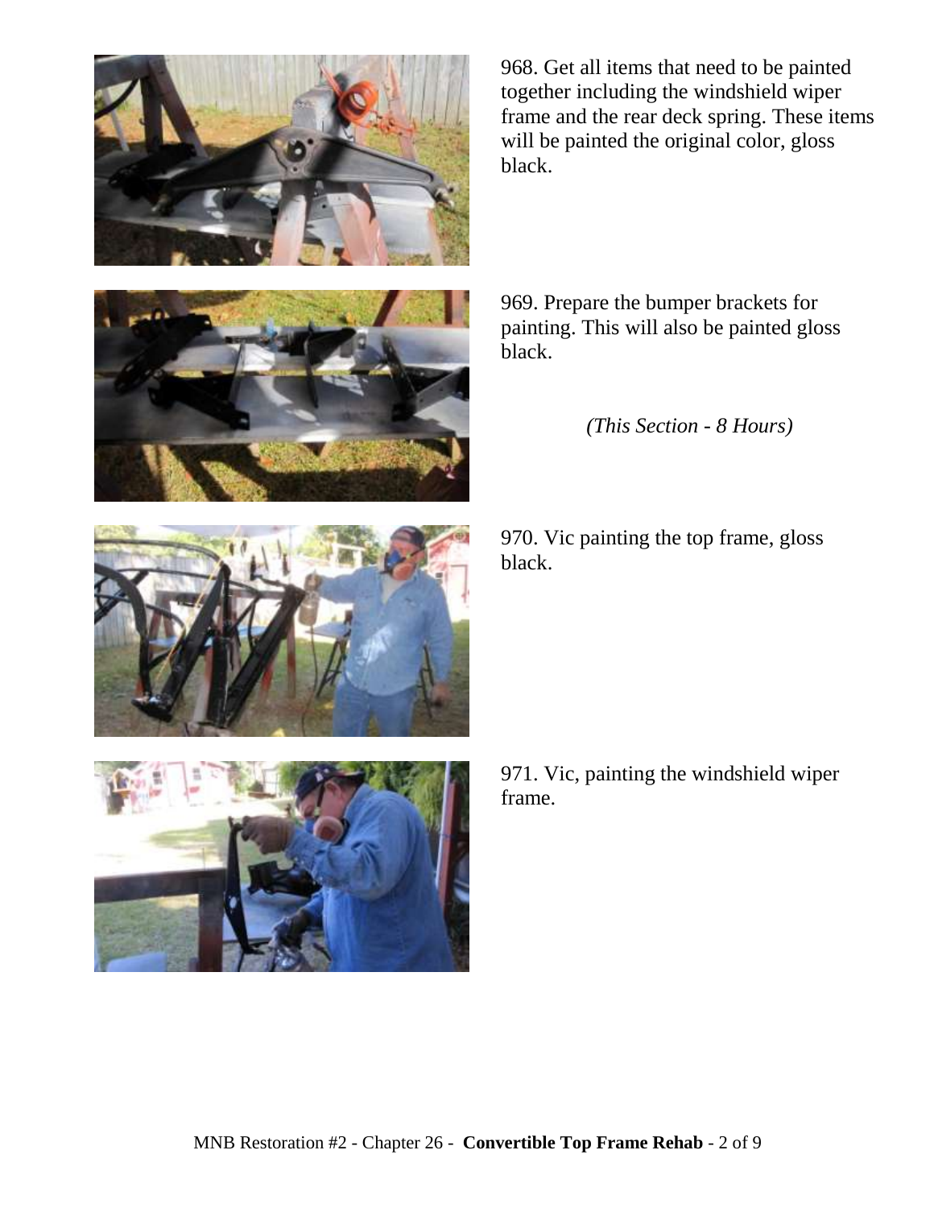968. Get all items that need to be painted together including the windshield wiper frame and the rear deck spring. These items will be painted the original color, gloss black.

969. Prepare the bumper brackets for painting. This will also be painted gloss black.

*(This Section - 8 Hours)*

970. Vic painting the top frame, gloss black.

971. Vic, painting the windshield wiper frame.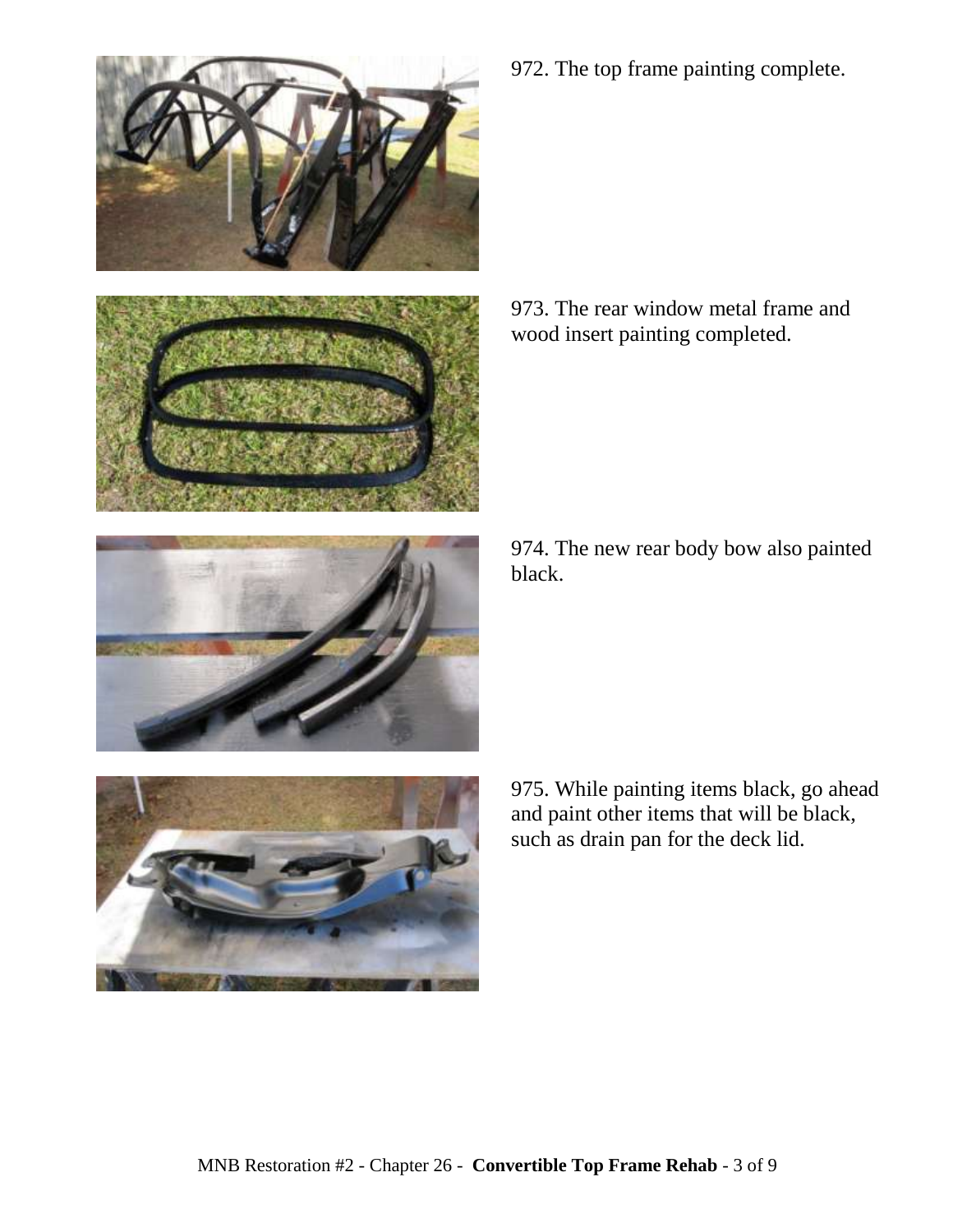972. The top frame painting complete.

973. The rear window metal frame and wood insert painting completed.

974. The new rear body bow also painted black.

975. While painting items black, go ahead and paint other items that will be black, such as drain pan for the deck lid.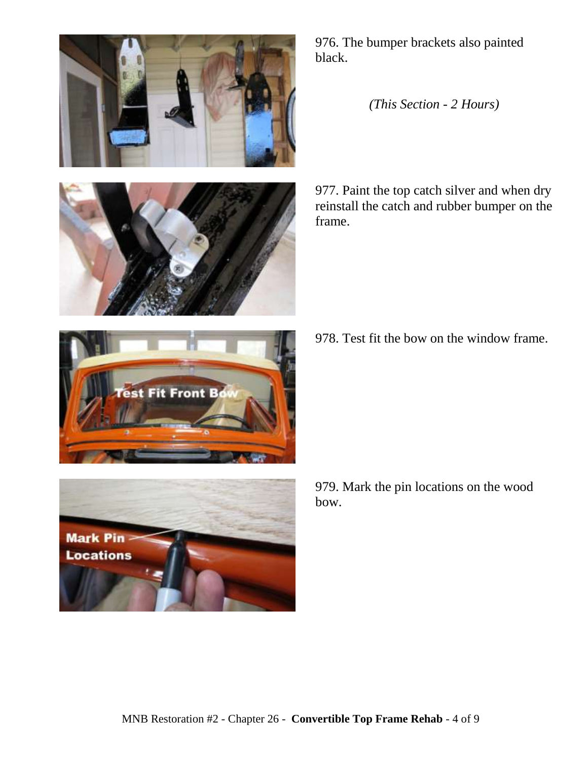976. The bumper brackets also painted black.

*(This Section - 2 Hours)*

977. Paint the top catch silver and when dry reinstall the catch and rubber bumper on the frame.

978. Test fit the bow on the window frame.

979. Mark the pin locations on the wood bow.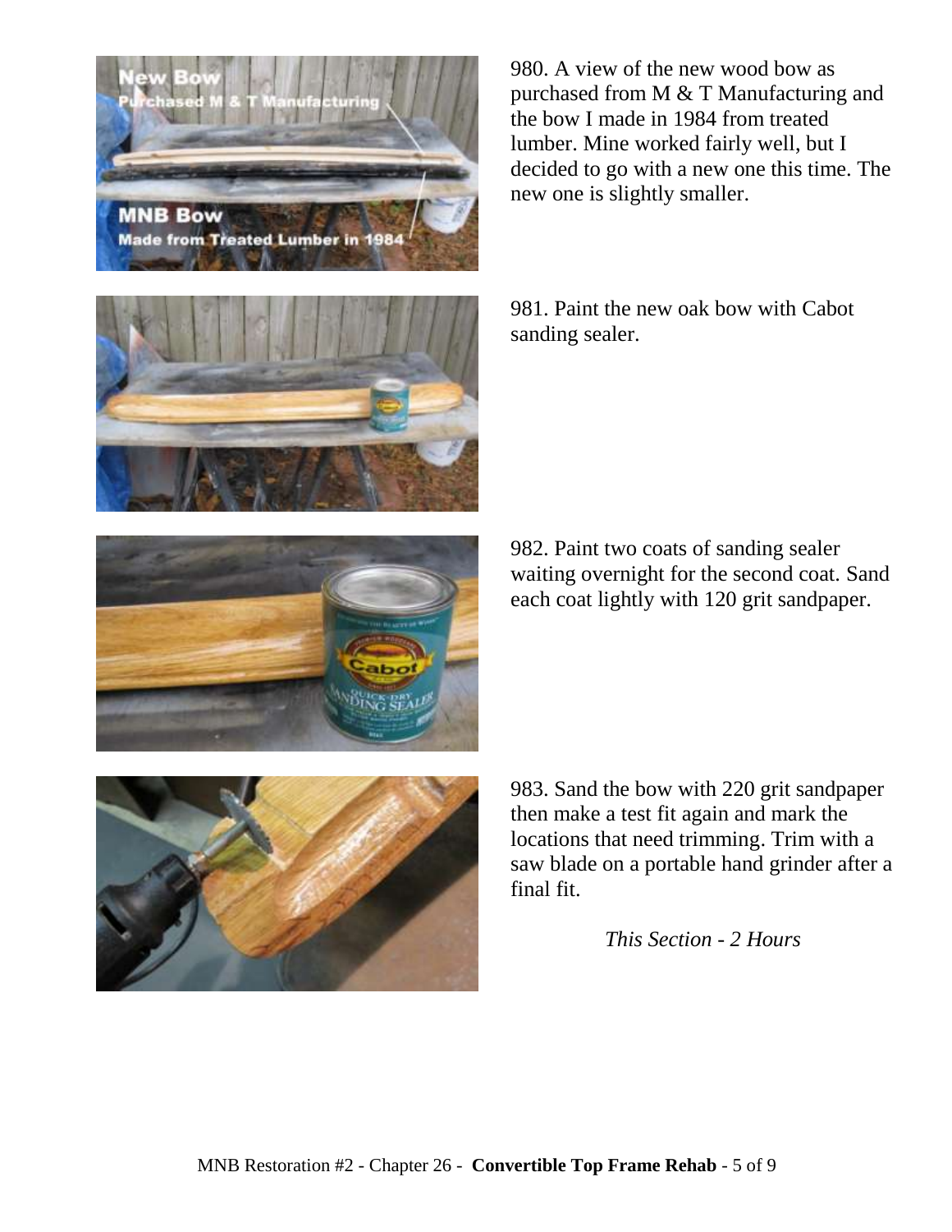980. A view of the new wood bow as purchased from M & T Manufacturing and the bow I made in 1984 from treated lumber. Mine worked fairly well, but I decided to go with a new one this time. The new one is slightly smaller.

981. Paint the new oak bow with Cabot sanding sealer.

982. Paint two coats of sanding sealer waiting overnight for the second coat. Sand each coat lightly with 120 grit sandpaper.

983. Sand the bow with 220 grit sandpaper then make a test fit again and mark the locations that need trimming. Trim with a saw blade on a portable hand grinder after a final fit.

*This Section - 2 Hours*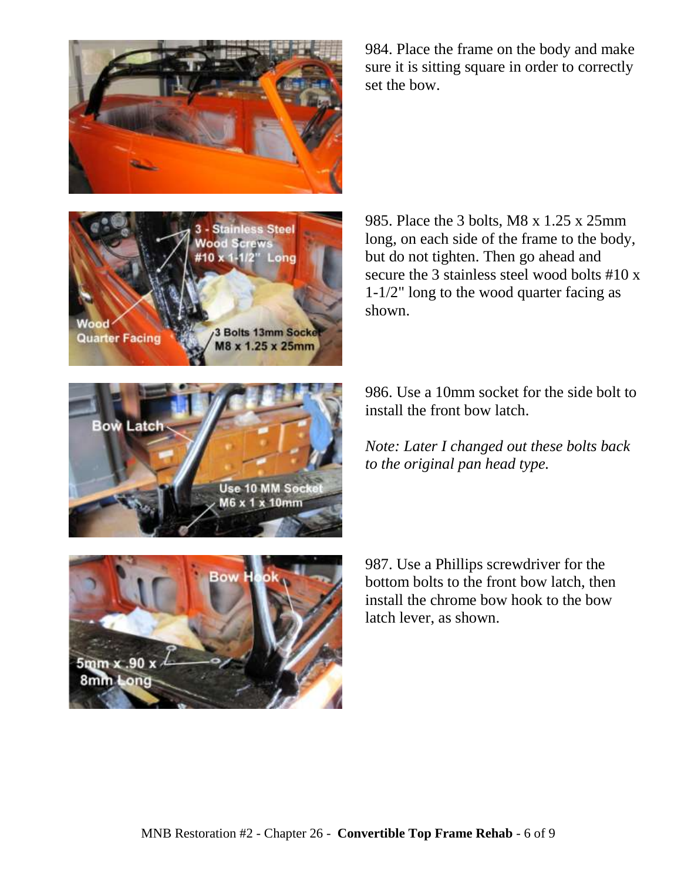984. Place the frame on the body and make sure it is sitting square in order to correctly set the bow.

985. Place the 3 bolts, M8 x 1.25 x 25mm long, on each side of the frame to the body, but do not tighten. Then go ahead and secure the 3 stainless steel wood bolts #10 x 1-1/2" long to the wood quarter facing as shown.

986. Use a 10mm socket for the side bolt to install the front bow latch.

*Note: Later I changed out these bolts back to the original pan head type.*

987. Use a Phillips screwdriver for the bottom bolts to the front bow latch, then install the chrome bow hook to the bow latch lever, as shown.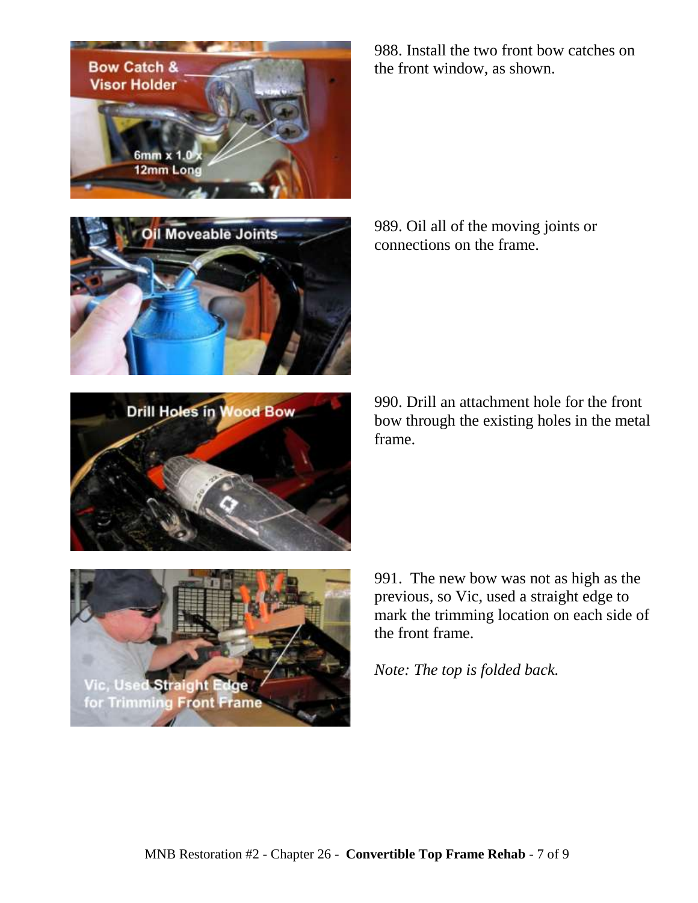988. Install the two front bow catches on the front window, as shown.

989. Oil all of the moving joints or connections on the frame.

990. Drill an attachment hole for the front bow through the existing holes in the metal frame.

991. The new bow was not as high as the previous, so Vic, used a straight edge to mark the trimming location on each side of the front frame.

*Note: The top is folded back.*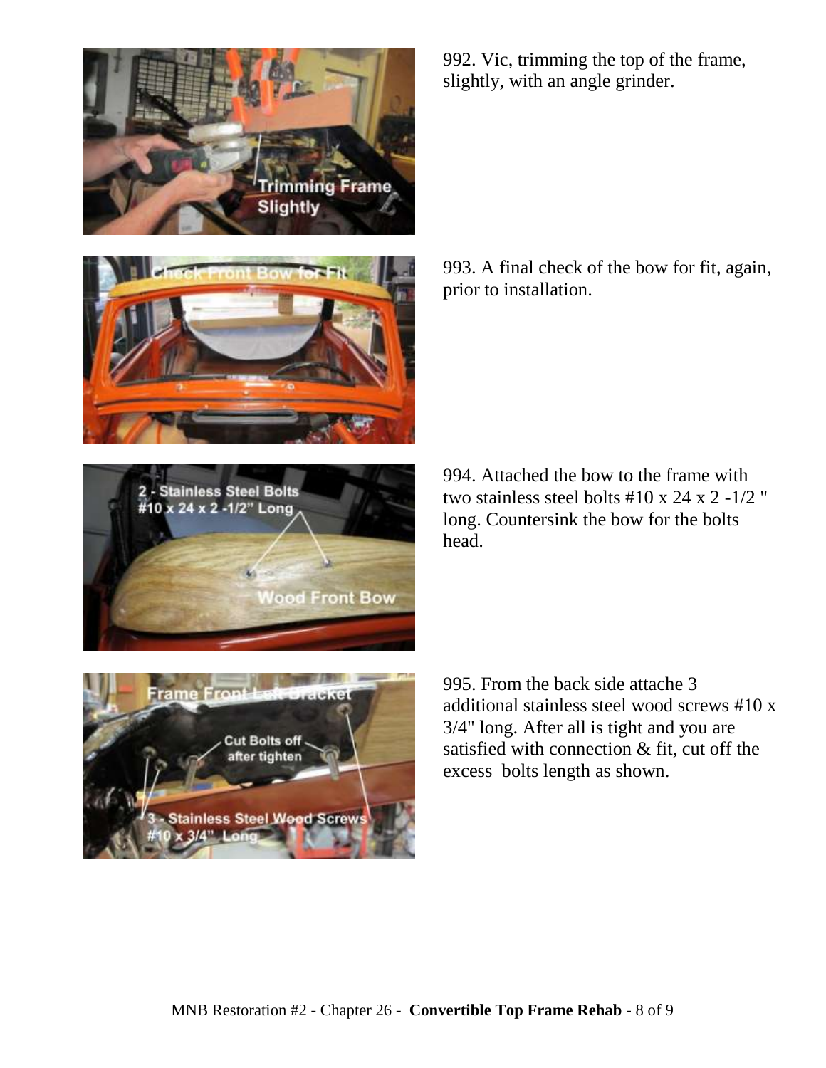992. Vic, trimming the top of the frame, slightly, with an angle grinder.

993. A final check of the bow for fit, again, prior to installation.

994. Attached the bow to the frame with two stainless steel bolts #10 x 24 x 2 -1/2 " long. Countersink the bow for the bolts head.

995. From the back side attache 3 additional stainless steel wood screws #10 x 3/4" long. After all is tight and you are satisfied with connection & fit, cut off the excess bolts length as shown.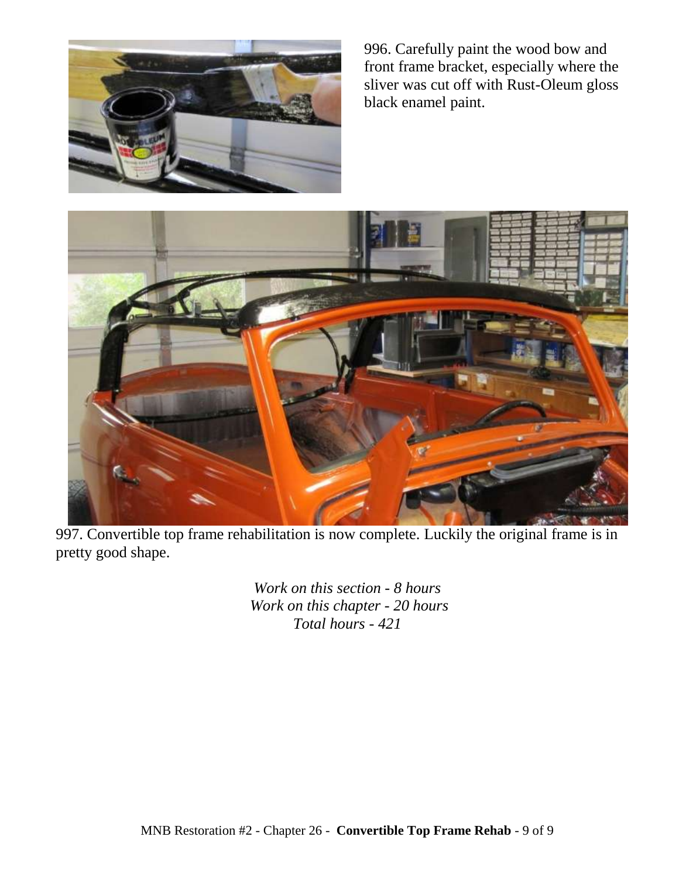996. Carefully paint the wood bow and front frame bracket, especially where the sliver was cut off with Rust-Oleum gloss black enamel paint.

997. Convertible top frame rehabilitation is now complete. Luckily the original frame is in pretty good shape.

*Work on this section - 8 hours*
*Work on this chapter - 20 hours*
*Total hours - 421*